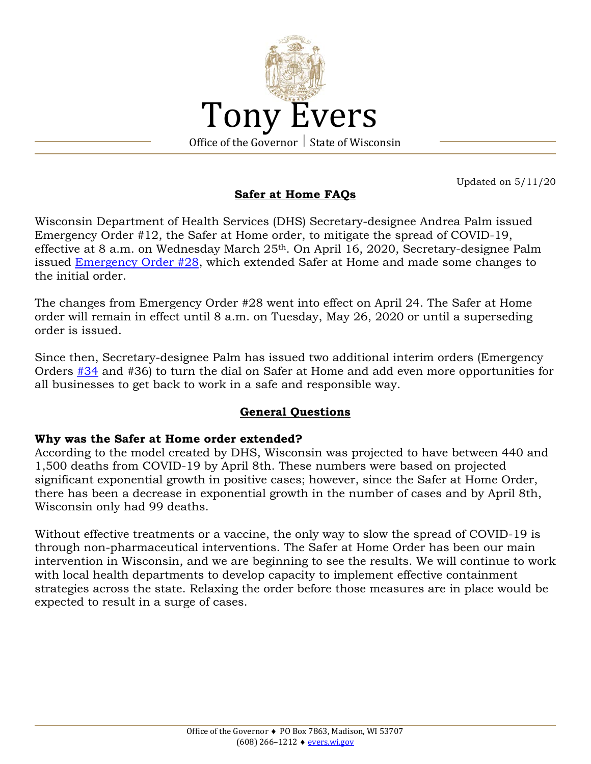# Tony Evers

Office of the Governor | State of Wisconsin

Updated on 5/11/20

## Safer at Home FAQs

Wisconsin Department of Health Services (DHS) Secretary-designee Andrea Palm issued Emergency Order #12, the Safer at Home order, to mitigate the spread of COVID-19, effective at 8 a.m. on Wednesday March 25th. On April 16, 2020, Secretary-designee Palm issued Emergency Order #28, which extended Safer at Home and made some changes to the initial order.

The changes from Emergency Order #28 went into effect on April 24. The Safer at Home order will remain in effect until 8 a.m. on Tuesday, May 26, 2020 or until a superseding order is issued.

Since then, Secretary-designee Palm has issued two additional interim orders (Emergency Orders #34 and #36) to turn the dial on Safer at Home and add even more opportunities for all businesses to get back to work in a safe and responsible way.

## General Questions

**Why was the Safer at Home order extended?**

According to the model created by DHS, Wisconsin was projected to have between 440 and 1,500 deaths from COVID-19 by April 8th. These numbers were based on projected significant exponential growth in positive cases; however, since the Safer at Home Order, there has been a decrease in exponential growth in the number of cases and by April 8th, Wisconsin only had 99 deaths.

Without effective treatments or a vaccine, the only way to slow the spread of COVID-19 is through non-pharmaceutical interventions. The Safer at Home Order has been our main intervention in Wisconsin, and we are beginning to see the results. We will continue to work with local health departments to develop capacity to implement effective containment strategies across the state. Relaxing the order before those measures are in place would be expected to result in a surge of cases.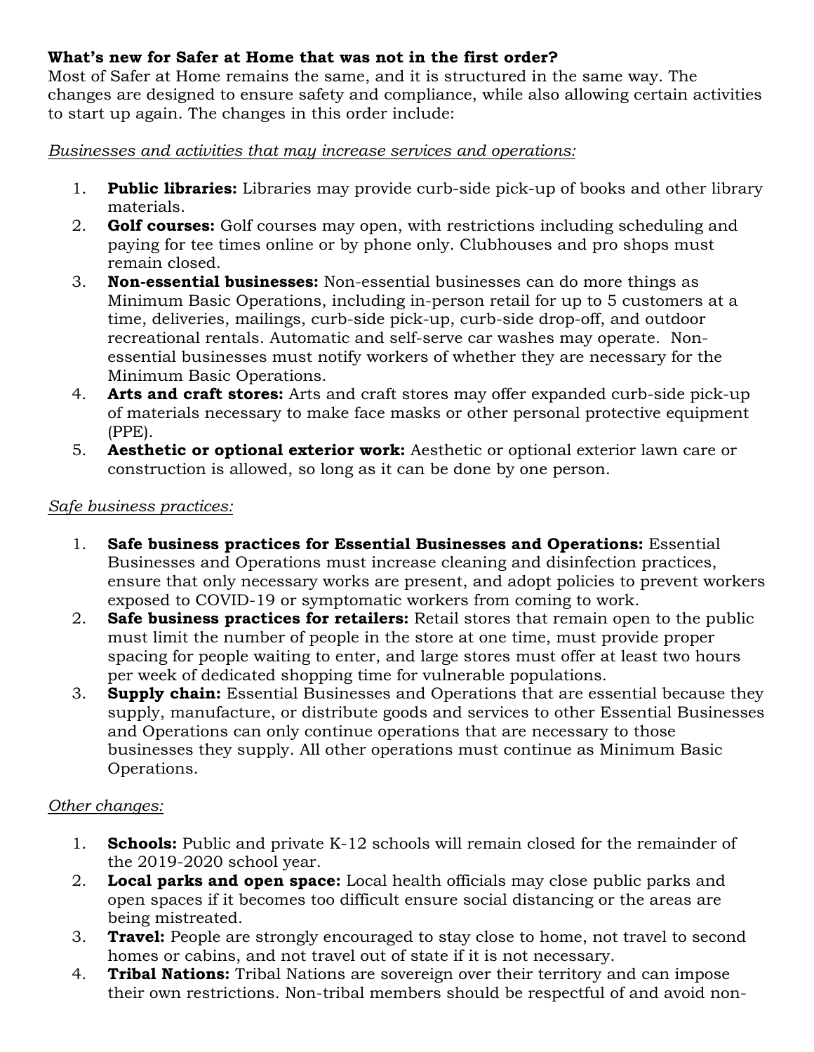**What's new for Safer at Home that was not in the first order?**
Most of Safer at Home remains the same, and it is structured in the same way. The changes are designed to ensure safety and compliance, while also allowing certain activities to start up again. The changes in this order include:

*Businesses and activities that may increase services and operations:*

1. **Public libraries:** Libraries may provide curb-side pick-up of books and other library materials.
2. **Golf courses:** Golf courses may open, with restrictions including scheduling and paying for tee times online or by phone only. Clubhouses and pro shops must remain closed.
3. **Non-essential businesses:** Non-essential businesses can do more things as Minimum Basic Operations, including in-person retail for up to 5 customers at a time, deliveries, mailings, curb-side pick-up, curb-side drop-off, and outdoor recreational rentals. Automatic and self-serve car washes may operate. Non-essential businesses must notify workers of whether they are necessary for the Minimum Basic Operations.
4. **Arts and craft stores:** Arts and craft stores may offer expanded curb-side pick-up of materials necessary to make face masks or other personal protective equipment (PPE).
5. **Aesthetic or optional exterior work:** Aesthetic or optional exterior lawn care or construction is allowed, so long as it can be done by one person.

*Safe business practices:*

1. **Safe business practices for Essential Businesses and Operations:** Essential Businesses and Operations must increase cleaning and disinfection practices, ensure that only necessary works are present, and adopt policies to prevent workers exposed to COVID-19 or symptomatic workers from coming to work.
2. **Safe business practices for retailers:** Retail stores that remain open to the public must limit the number of people in the store at one time, must provide proper spacing for people waiting to enter, and large stores must offer at least two hours per week of dedicated shopping time for vulnerable populations.
3. **Supply chain:** Essential Businesses and Operations that are essential because they supply, manufacture, or distribute goods and services to other Essential Businesses and Operations can only continue operations that are necessary to those businesses they supply. All other operations must continue as Minimum Basic Operations.

*Other changes:*

1. **Schools:** Public and private K-12 schools will remain closed for the remainder of the 2019-2020 school year.
2. **Local parks and open space:** Local health officials may close public parks and open spaces if it becomes too difficult ensure social distancing or the areas are being mistreated.
3. **Travel:** People are strongly encouraged to stay close to home, not travel to second homes or cabins, and not travel out of state if it is not necessary.
4. **Tribal Nations:** Tribal Nations are sovereign over their territory and can impose their own restrictions. Non-tribal members should be respectful of and avoid non-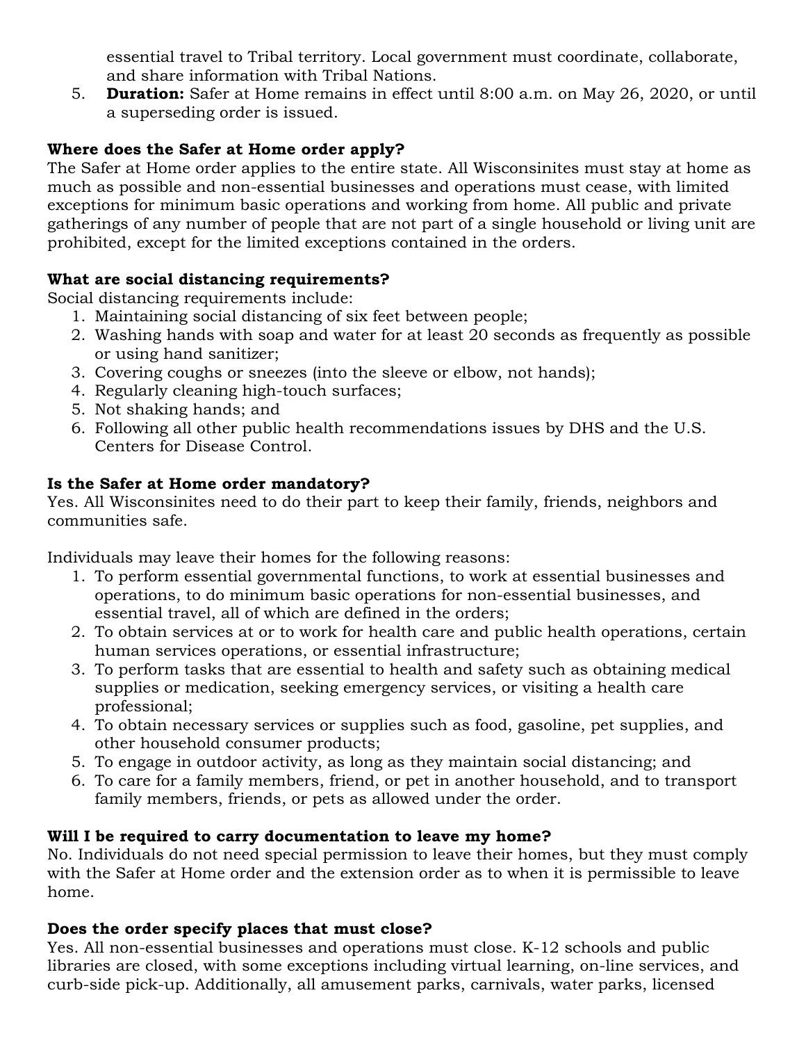essential travel to Tribal territory. Local government must coordinate, collaborate, and share information with Tribal Nations.

5. **Duration:** Safer at Home remains in effect until 8:00 a.m. on May 26, 2020, or until a superseding order is issued.

**Where does the Safer at Home order apply?**

The Safer at Home order applies to the entire state. All Wisconsinites must stay at home as much as possible and non-essential businesses and operations must cease, with limited exceptions for minimum basic operations and working from home. All public and private gatherings of any number of people that are not part of a single household or living unit are prohibited, except for the limited exceptions contained in the orders.

**What are social distancing requirements?**

Social distancing requirements include:

1. Maintaining social distancing of six feet between people;
2. Washing hands with soap and water for at least 20 seconds as frequently as possible or using hand sanitizer;
3. Covering coughs or sneezes (into the sleeve or elbow, not hands);
4. Regularly cleaning high-touch surfaces;
5. Not shaking hands; and
6. Following all other public health recommendations issues by DHS and the U.S. Centers for Disease Control.

**Is the Safer at Home order mandatory?**

Yes. All Wisconsinites need to do their part to keep their family, friends, neighbors and communities safe.

Individuals may leave their homes for the following reasons:

1. To perform essential governmental functions, to work at essential businesses and operations, to do minimum basic operations for non-essential businesses, and essential travel, all of which are defined in the orders;
2. To obtain services at or to work for health care and public health operations, certain human services operations, or essential infrastructure;
3. To perform tasks that are essential to health and safety such as obtaining medical supplies or medication, seeking emergency services, or visiting a health care professional;
4. To obtain necessary services or supplies such as food, gasoline, pet supplies, and other household consumer products;
5. To engage in outdoor activity, as long as they maintain social distancing; and
6. To care for a family members, friend, or pet in another household, and to transport family members, friends, or pets as allowed under the order.

**Will I be required to carry documentation to leave my home?**

No. Individuals do not need special permission to leave their homes, but they must comply with the Safer at Home order and the extension order as to when it is permissible to leave home.

**Does the order specify places that must close?**

Yes. All non-essential businesses and operations must close. K-12 schools and public libraries are closed, with some exceptions including virtual learning, on-line services, and curb-side pick-up. Additionally, all amusement parks, carnivals, water parks, licensed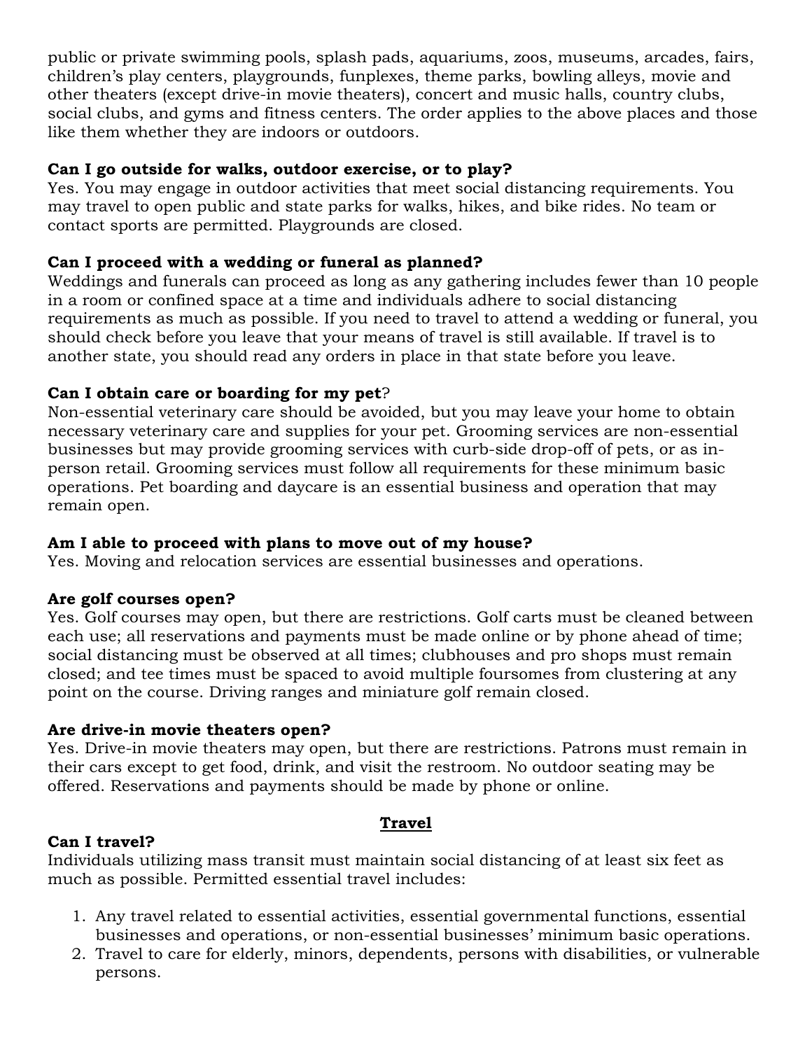public or private swimming pools, splash pads, aquariums, zoos, museums, arcades, fairs, children's play centers, playgrounds, funplexes, theme parks, bowling alleys, movie and other theaters (except drive-in movie theaters), concert and music halls, country clubs, social clubs, and gyms and fitness centers. The order applies to the above places and those like them whether they are indoors or outdoors.

**Can I go outside for walks, outdoor exercise, or to play?**
Yes. You may engage in outdoor activities that meet social distancing requirements. You may travel to open public and state parks for walks, hikes, and bike rides. No team or contact sports are permitted. Playgrounds are closed.

**Can I proceed with a wedding or funeral as planned?**
Weddings and funerals can proceed as long as any gathering includes fewer than 10 people in a room or confined space at a time and individuals adhere to social distancing requirements as much as possible. If you need to travel to attend a wedding or funeral, you should check before you leave that your means of travel is still available. If travel is to another state, you should read any orders in place in that state before you leave.

**Can I obtain care or boarding for my pet**?
Non-essential veterinary care should be avoided, but you may leave your home to obtain necessary veterinary care and supplies for your pet. Grooming services are non-essential businesses but may provide grooming services with curb-side drop-off of pets, or as in-person retail. Grooming services must follow all requirements for these minimum basic operations. Pet boarding and daycare is an essential business and operation that may remain open.

**Am I able to proceed with plans to move out of my house?**
Yes. Moving and relocation services are essential businesses and operations.

**Are golf courses open?**
Yes. Golf courses may open, but there are restrictions. Golf carts must be cleaned between each use; all reservations and payments must be made online or by phone ahead of time; social distancing must be observed at all times; clubhouses and pro shops must remain closed; and tee times must be spaced to avoid multiple foursomes from clustering at any point on the course. Driving ranges and miniature golf remain closed.

**Are drive-in movie theaters open?**
Yes. Drive-in movie theaters may open, but there are restrictions. Patrons must remain in their cars except to get food, drink, and visit the restroom. No outdoor seating may be offered. Reservations and payments should be made by phone or online.

## Travel

**Can I travel?**
Individuals utilizing mass transit must maintain social distancing of at least six feet as much as possible. Permitted essential travel includes:

1. Any travel related to essential activities, essential governmental functions, essential businesses and operations, or non-essential businesses' minimum basic operations.
2. Travel to care for elderly, minors, dependents, persons with disabilities, or vulnerable persons.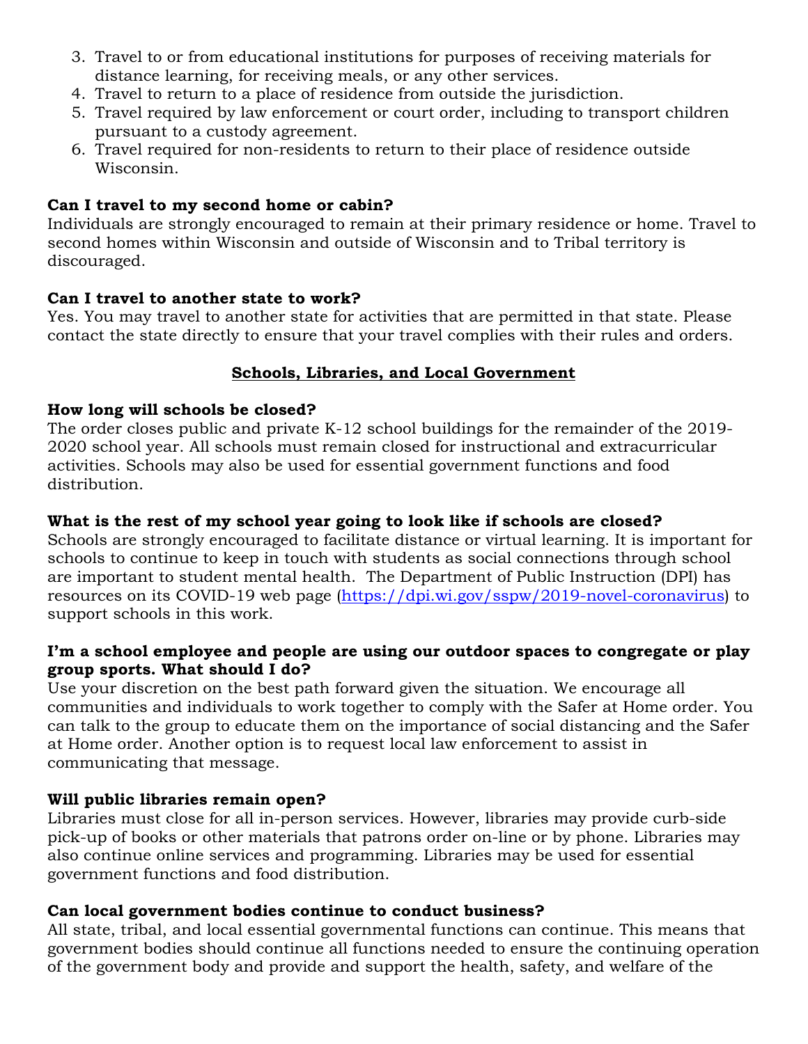3. Travel to or from educational institutions for purposes of receiving materials for distance learning, for receiving meals, or any other services.
4. Travel to return to a place of residence from outside the jurisdiction.
5. Travel required by law enforcement or court order, including to transport children pursuant to a custody agreement.
6. Travel required for non-residents to return to their place of residence outside Wisconsin.

**Can I travel to my second home or cabin?**
Individuals are strongly encouraged to remain at their primary residence or home. Travel to second homes within Wisconsin and outside of Wisconsin and to Tribal territory is discouraged.

**Can I travel to another state to work?**
Yes. You may travel to another state for activities that are permitted in that state. Please contact the state directly to ensure that your travel complies with their rules and orders.

## Schools, Libraries, and Local Government

**How long will schools be closed?**
The order closes public and private K-12 school buildings for the remainder of the 2019-2020 school year. All schools must remain closed for instructional and extracurricular activities. Schools may also be used for essential government functions and food distribution.

**What is the rest of my school year going to look like if schools are closed?**
Schools are strongly encouraged to facilitate distance or virtual learning. It is important for schools to continue to keep in touch with students as social connections through school are important to student mental health. The Department of Public Instruction (DPI) has resources on its COVID-19 web page (https://dpi.wi.gov/sspw/2019-novel-coronavirus) to support schools in this work.

**I'm a school employee and people are using our outdoor spaces to congregate or play group sports. What should I do?**
Use your discretion on the best path forward given the situation. We encourage all communities and individuals to work together to comply with the Safer at Home order. You can talk to the group to educate them on the importance of social distancing and the Safer at Home order. Another option is to request local law enforcement to assist in communicating that message.

**Will public libraries remain open?**
Libraries must close for all in-person services. However, libraries may provide curb-side pick-up of books or other materials that patrons order on-line or by phone. Libraries may also continue online services and programming. Libraries may be used for essential government functions and food distribution.

**Can local government bodies continue to conduct business?**
All state, tribal, and local essential governmental functions can continue. This means that government bodies should continue all functions needed to ensure the continuing operation of the government body and provide and support the health, safety, and welfare of the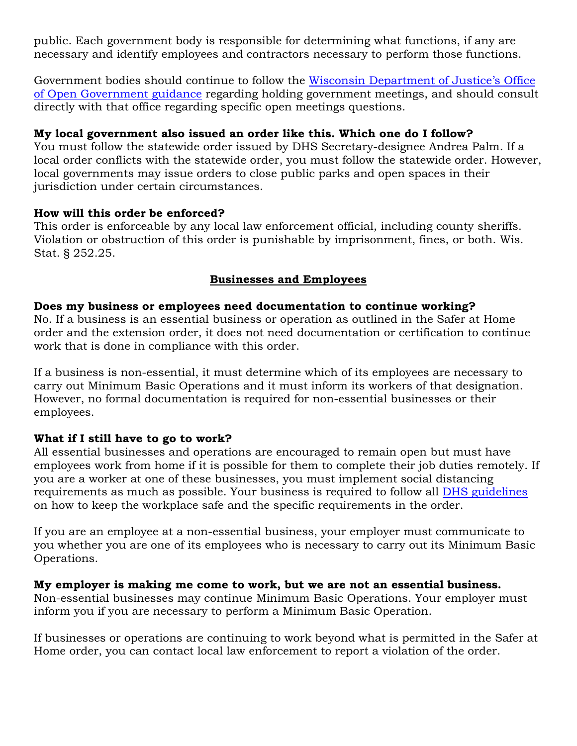public. Each government body is responsible for determining what functions, if any are necessary and identify employees and contractors necessary to perform those functions.

Government bodies should continue to follow the [Wisconsin Department of Justice's Office of Open Government guidance]() regarding holding government meetings, and should consult directly with that office regarding specific open meetings questions.

**My local government also issued an order like this. Which one do I follow?**
You must follow the statewide order issued by DHS Secretary-designee Andrea Palm. If a local order conflicts with the statewide order, you must follow the statewide order. However, local governments may issue orders to close public parks and open spaces in their jurisdiction under certain circumstances.

**How will this order be enforced?**
This order is enforceable by any local law enforcement official, including county sheriffs. Violation or obstruction of this order is punishable by imprisonment, fines, or both. Wis. Stat. § 252.25.

## Businesses and Employees

**Does my business or employees need documentation to continue working?**
No. If a business is an essential business or operation as outlined in the Safer at Home order and the extension order, it does not need documentation or certification to continue work that is done in compliance with this order.

If a business is non-essential, it must determine which of its employees are necessary to carry out Minimum Basic Operations and it must inform its workers of that designation. However, no formal documentation is required for non-essential businesses or their employees.

**What if I still have to go to work?**
All essential businesses and operations are encouraged to remain open but must have employees work from home if it is possible for them to complete their job duties remotely. If you are a worker at one of these businesses, you must implement social distancing requirements as much as possible. Your business is required to follow all [DHS guidelines]() on how to keep the workplace safe and the specific requirements in the order.

If you are an employee at a non-essential business, your employer must communicate to you whether you are one of its employees who is necessary to carry out its Minimum Basic Operations.

**My employer is making me come to work, but we are not an essential business.**
Non-essential businesses may continue Minimum Basic Operations. Your employer must inform you if you are necessary to perform a Minimum Basic Operation.

If businesses or operations are continuing to work beyond what is permitted in the Safer at Home order, you can contact local law enforcement to report a violation of the order.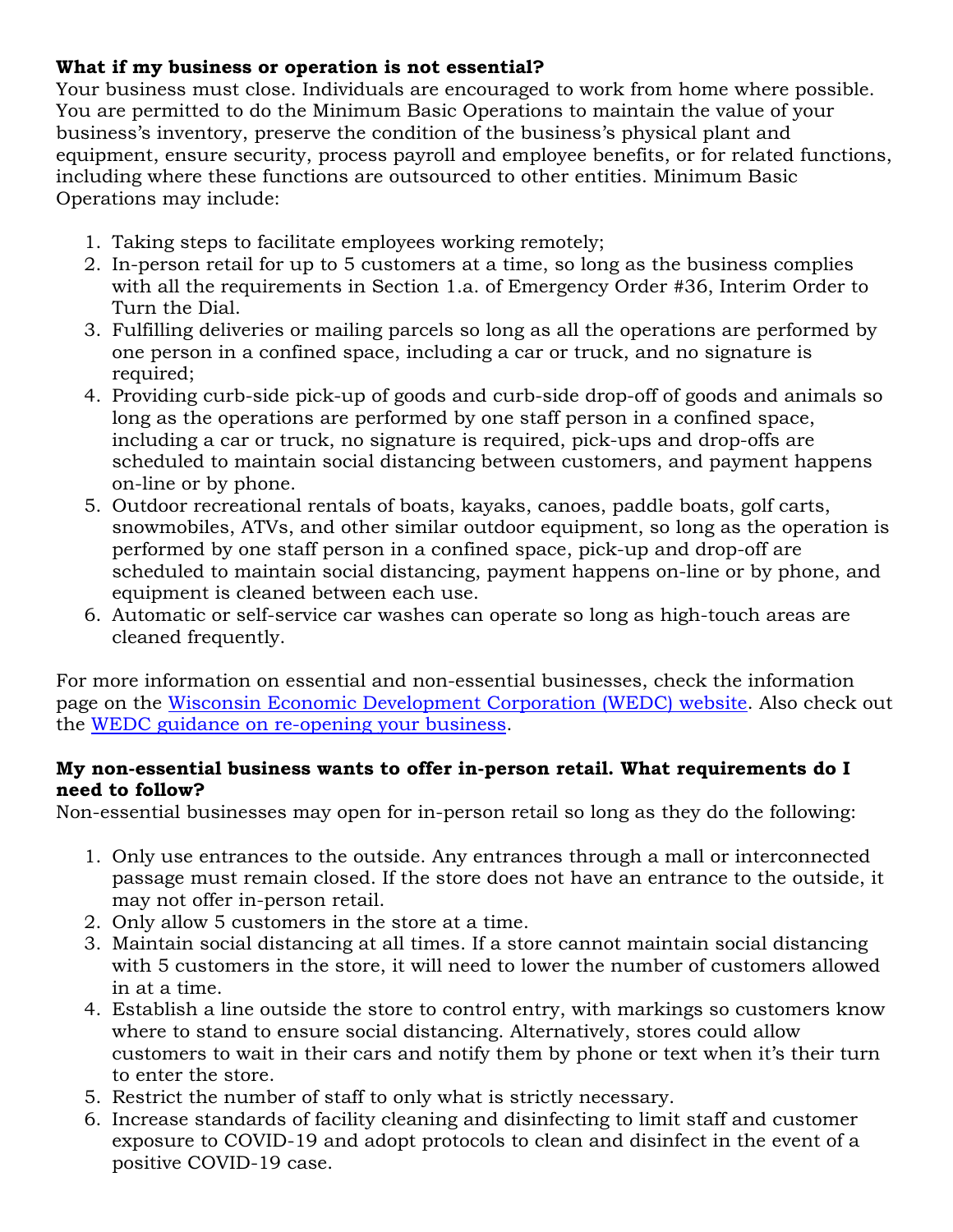**What if my business or operation is not essential?**

Your business must close. Individuals are encouraged to work from home where possible. You are permitted to do the Minimum Basic Operations to maintain the value of your business's inventory, preserve the condition of the business's physical plant and equipment, ensure security, process payroll and employee benefits, or for related functions, including where these functions are outsourced to other entities. Minimum Basic Operations may include:

1. Taking steps to facilitate employees working remotely;
2. In-person retail for up to 5 customers at a time, so long as the business complies with all the requirements in Section 1.a. of Emergency Order #36, Interim Order to Turn the Dial.
3. Fulfilling deliveries or mailing parcels so long as all the operations are performed by one person in a confined space, including a car or truck, and no signature is required;
4. Providing curb-side pick-up of goods and curb-side drop-off of goods and animals so long as the operations are performed by one staff person in a confined space, including a car or truck, no signature is required, pick-ups and drop-offs are scheduled to maintain social distancing between customers, and payment happens on-line or by phone.
5. Outdoor recreational rentals of boats, kayaks, canoes, paddle boats, golf carts, snowmobiles, ATVs, and other similar outdoor equipment, so long as the operation is performed by one staff person in a confined space, pick-up and drop-off are scheduled to maintain social distancing, payment happens on-line or by phone, and equipment is cleaned between each use.
6. Automatic or self-service car washes can operate so long as high-touch areas are cleaned frequently.

For more information on essential and non-essential businesses, check the information page on the Wisconsin Economic Development Corporation (WEDC) website. Also check out the WEDC guidance on re-opening your business.

**My non-essential business wants to offer in-person retail. What requirements do I need to follow?**

Non-essential businesses may open for in-person retail so long as they do the following:

1. Only use entrances to the outside. Any entrances through a mall or interconnected passage must remain closed. If the store does not have an entrance to the outside, it may not offer in-person retail.
2. Only allow 5 customers in the store at a time.
3. Maintain social distancing at all times. If a store cannot maintain social distancing with 5 customers in the store, it will need to lower the number of customers allowed in at a time.
4. Establish a line outside the store to control entry, with markings so customers know where to stand to ensure social distancing. Alternatively, stores could allow customers to wait in their cars and notify them by phone or text when it's their turn to enter the store.
5. Restrict the number of staff to only what is strictly necessary.
6. Increase standards of facility cleaning and disinfecting to limit staff and customer exposure to COVID-19 and adopt protocols to clean and disinfect in the event of a positive COVID-19 case.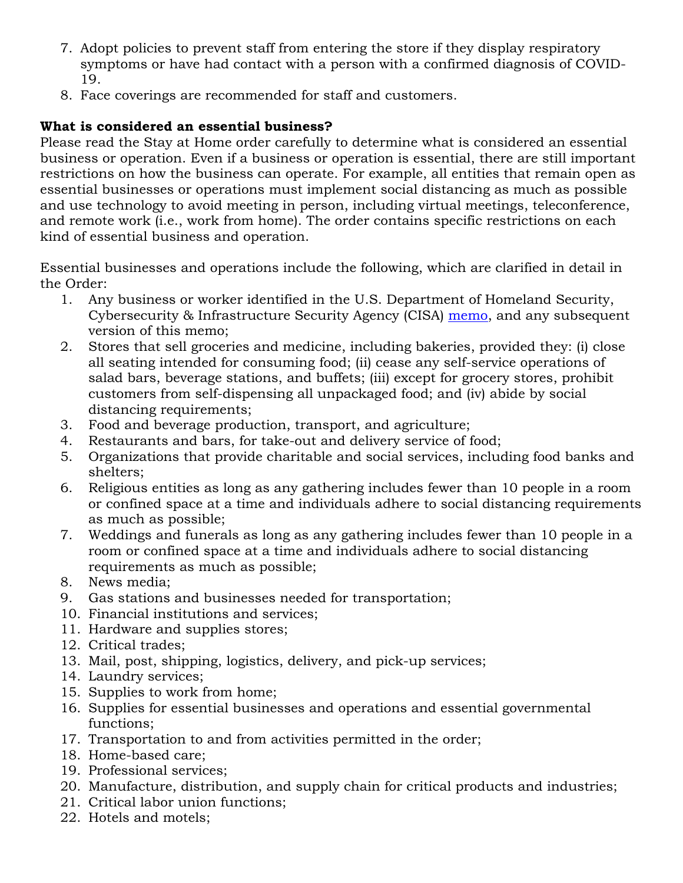7. Adopt policies to prevent staff from entering the store if they display respiratory symptoms or have had contact with a person with a confirmed diagnosis of COVID-19.
8. Face coverings are recommended for staff and customers.

**What is considered an essential business?**

Please read the Stay at Home order carefully to determine what is considered an essential business or operation. Even if a business or operation is essential, there are still important restrictions on how the business can operate. For example, all entities that remain open as essential businesses or operations must implement social distancing as much as possible and use technology to avoid meeting in person, including virtual meetings, teleconference, and remote work (i.e., work from home). The order contains specific restrictions on each kind of essential business and operation.

Essential businesses and operations include the following, which are clarified in detail in the Order:

1. Any business or worker identified in the U.S. Department of Homeland Security, Cybersecurity & Infrastructure Security Agency (CISA) memo, and any subsequent version of this memo;
2. Stores that sell groceries and medicine, including bakeries, provided they: (i) close all seating intended for consuming food; (ii) cease any self-service operations of salad bars, beverage stations, and buffets; (iii) except for grocery stores, prohibit customers from self-dispensing all unpackaged food; and (iv) abide by social distancing requirements;
3. Food and beverage production, transport, and agriculture;
4. Restaurants and bars, for take-out and delivery service of food;
5. Organizations that provide charitable and social services, including food banks and shelters;
6. Religious entities as long as any gathering includes fewer than 10 people in a room or confined space at a time and individuals adhere to social distancing requirements as much as possible;
7. Weddings and funerals as long as any gathering includes fewer than 10 people in a room or confined space at a time and individuals adhere to social distancing requirements as much as possible;
8. News media;
9. Gas stations and businesses needed for transportation;
10. Financial institutions and services;
11. Hardware and supplies stores;
12. Critical trades;
13. Mail, post, shipping, logistics, delivery, and pick-up services;
14. Laundry services;
15. Supplies to work from home;
16. Supplies for essential businesses and operations and essential governmental functions;
17. Transportation to and from activities permitted in the order;
18. Home-based care;
19. Professional services;
20. Manufacture, distribution, and supply chain for critical products and industries;
21. Critical labor union functions;
22. Hotels and motels;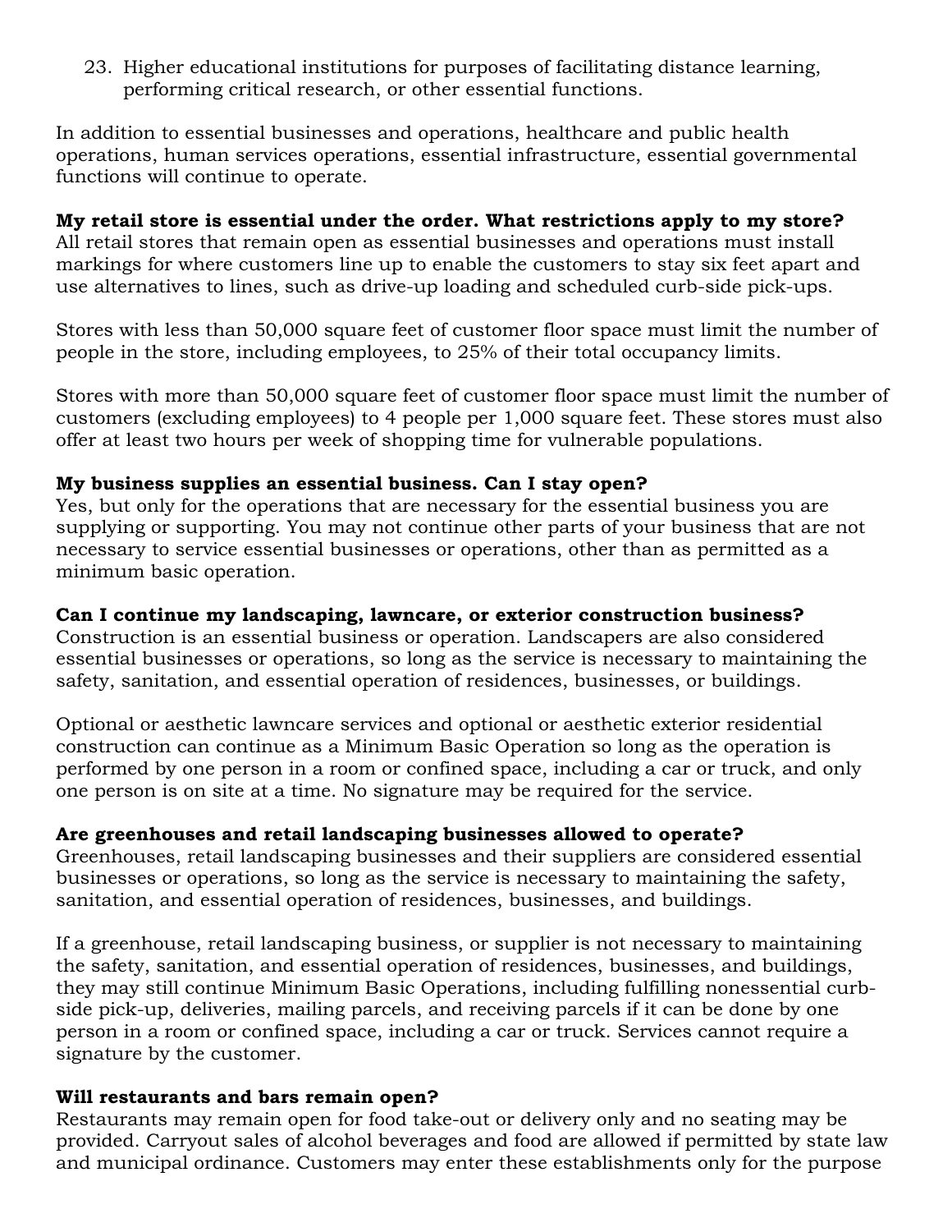23. Higher educational institutions for purposes of facilitating distance learning, performing critical research, or other essential functions.

In addition to essential businesses and operations, healthcare and public health operations, human services operations, essential infrastructure, essential governmental functions will continue to operate.

**My retail store is essential under the order. What restrictions apply to my store?**
All retail stores that remain open as essential businesses and operations must install markings for where customers line up to enable the customers to stay six feet apart and use alternatives to lines, such as drive-up loading and scheduled curb-side pick-ups.

Stores with less than 50,000 square feet of customer floor space must limit the number of people in the store, including employees, to 25% of their total occupancy limits.

Stores with more than 50,000 square feet of customer floor space must limit the number of customers (excluding employees) to 4 people per 1,000 square feet. These stores must also offer at least two hours per week of shopping time for vulnerable populations.

**My business supplies an essential business. Can I stay open?**
Yes, but only for the operations that are necessary for the essential business you are supplying or supporting. You may not continue other parts of your business that are not necessary to service essential businesses or operations, other than as permitted as a minimum basic operation.

**Can I continue my landscaping, lawncare, or exterior construction business?**
Construction is an essential business or operation. Landscapers are also considered essential businesses or operations, so long as the service is necessary to maintaining the safety, sanitation, and essential operation of residences, businesses, or buildings.

Optional or aesthetic lawncare services and optional or aesthetic exterior residential construction can continue as a Minimum Basic Operation so long as the operation is performed by one person in a room or confined space, including a car or truck, and only one person is on site at a time. No signature may be required for the service.

**Are greenhouses and retail landscaping businesses allowed to operate?**
Greenhouses, retail landscaping businesses and their suppliers are considered essential businesses or operations, so long as the service is necessary to maintaining the safety, sanitation, and essential operation of residences, businesses, and buildings.

If a greenhouse, retail landscaping business, or supplier is not necessary to maintaining the safety, sanitation, and essential operation of residences, businesses, and buildings, they may still continue Minimum Basic Operations, including fulfilling nonessential curb-side pick-up, deliveries, mailing parcels, and receiving parcels if it can be done by one person in a room or confined space, including a car or truck. Services cannot require a signature by the customer.

**Will restaurants and bars remain open?**
Restaurants may remain open for food take-out or delivery only and no seating may be provided. Carryout sales of alcohol beverages and food are allowed if permitted by state law and municipal ordinance. Customers may enter these establishments only for the purpose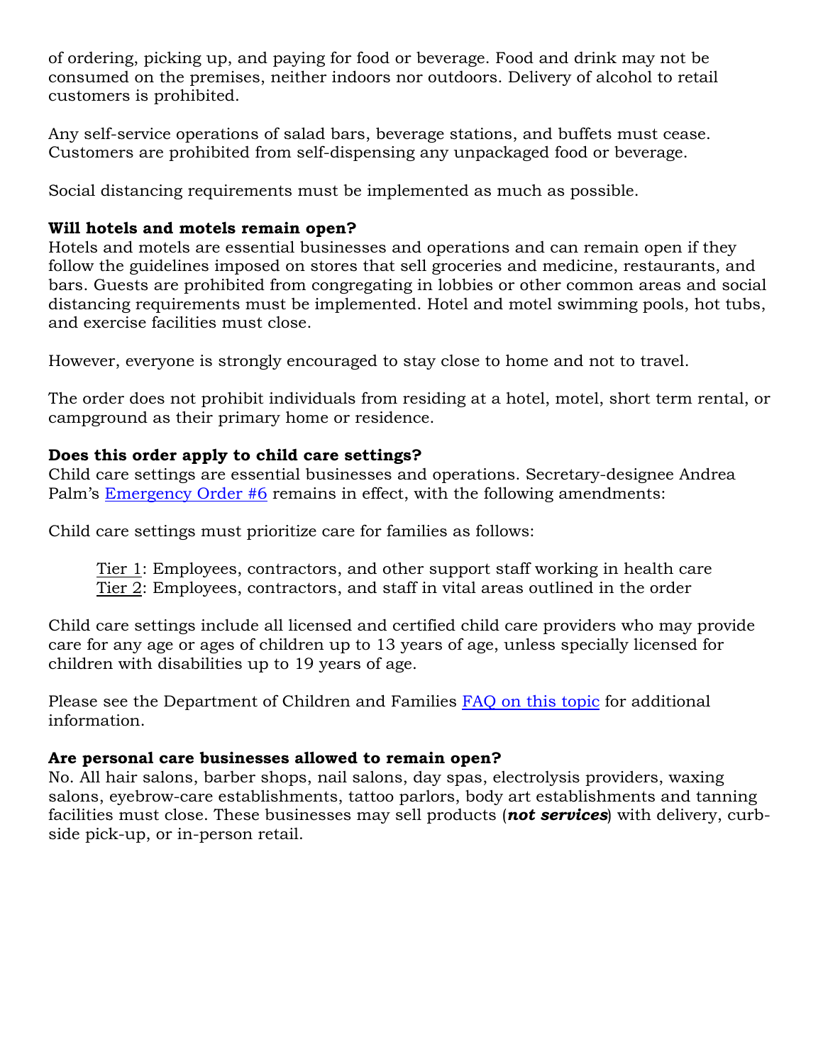of ordering, picking up, and paying for food or beverage. Food and drink may not be consumed on the premises, neither indoors nor outdoors. Delivery of alcohol to retail customers is prohibited.

Any self-service operations of salad bars, beverage stations, and buffets must cease. Customers are prohibited from self-dispensing any unpackaged food or beverage.

Social distancing requirements must be implemented as much as possible.

**Will hotels and motels remain open?**

Hotels and motels are essential businesses and operations and can remain open if they follow the guidelines imposed on stores that sell groceries and medicine, restaurants, and bars. Guests are prohibited from congregating in lobbies or other common areas and social distancing requirements must be implemented. Hotel and motel swimming pools, hot tubs, and exercise facilities must close.

However, everyone is strongly encouraged to stay close to home and not to travel.

The order does not prohibit individuals from residing at a hotel, motel, short term rental, or campground as their primary home or residence.

**Does this order apply to child care settings?**

Child care settings are essential businesses and operations. Secretary-designee Andrea Palm's [Emergency Order #6] remains in effect, with the following amendments:

Child care settings must prioritize care for families as follows:

> Tier 1: Employees, contractors, and other support staff working in health care
> Tier 2: Employees, contractors, and staff in vital areas outlined in the order

Child care settings include all licensed and certified child care providers who may provide care for any age or ages of children up to 13 years of age, unless specially licensed for children with disabilities up to 19 years of age.

Please see the Department of Children and Families [FAQ on this topic] for additional information.

**Are personal care businesses allowed to remain open?**

No. All hair salons, barber shops, nail salons, day spas, electrolysis providers, waxing salons, eyebrow-care establishments, tattoo parlors, body art establishments and tanning facilities must close. These businesses may sell products (***not services***) with delivery, curb-side pick-up, or in-person retail.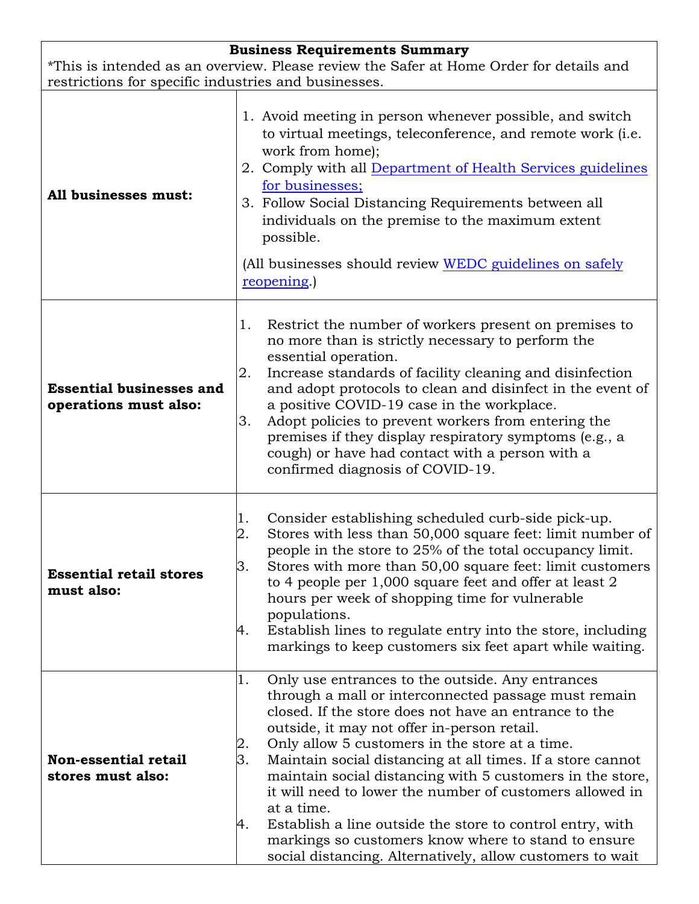| **Business Requirements Summary**<br>*This is intended as an overview. Please review the Safer at Home Order for details and restrictions for specific industries and businesses. | |
|---|---|
| **All businesses must:** | 1. Avoid meeting in person whenever possible, and switch to virtual meetings, teleconference, and remote work (i.e. work from home);<br>2. Comply with all [Department of Health Services guidelines for businesses;](#)<br>3. Follow Social Distancing Requirements between all individuals on the premise to the maximum extent possible.<br><br>(All businesses should review [WEDC guidelines on safely reopening](#).) |
| **Essential businesses and operations must also:** | 1. Restrict the number of workers present on premises to no more than is strictly necessary to perform the essential operation.<br>2. Increase standards of facility cleaning and disinfection and adopt protocols to clean and disinfect in the event of a positive COVID-19 case in the workplace.<br>3. Adopt policies to prevent workers from entering the premises if they display respiratory symptoms (e.g., a cough) or have had contact with a person with a confirmed diagnosis of COVID-19. |
| **Essential retail stores must also:** | 1. Consider establishing scheduled curb-side pick-up.<br>2. Stores with less than 50,000 square feet: limit number of people in the store to 25% of the total occupancy limit.<br>3. Stores with more than 50,00 square feet: limit customers to 4 people per 1,000 square feet and offer at least 2 hours per week of shopping time for vulnerable populations.<br>4. Establish lines to regulate entry into the store, including markings to keep customers six feet apart while waiting. |
| **Non-essential retail stores must also:** | 1. Only use entrances to the outside. Any entrances through a mall or interconnected passage must remain closed. If the store does not have an entrance to the outside, it may not offer in-person retail.<br>2. Only allow 5 customers in the store at a time.<br>3. Maintain social distancing at all times. If a store cannot maintain social distancing with 5 customers in the store, it will need to lower the number of customers allowed in at a time.<br>4. Establish a line outside the store to control entry, with markings so customers know where to stand to ensure social distancing. Alternatively, allow customers to wait |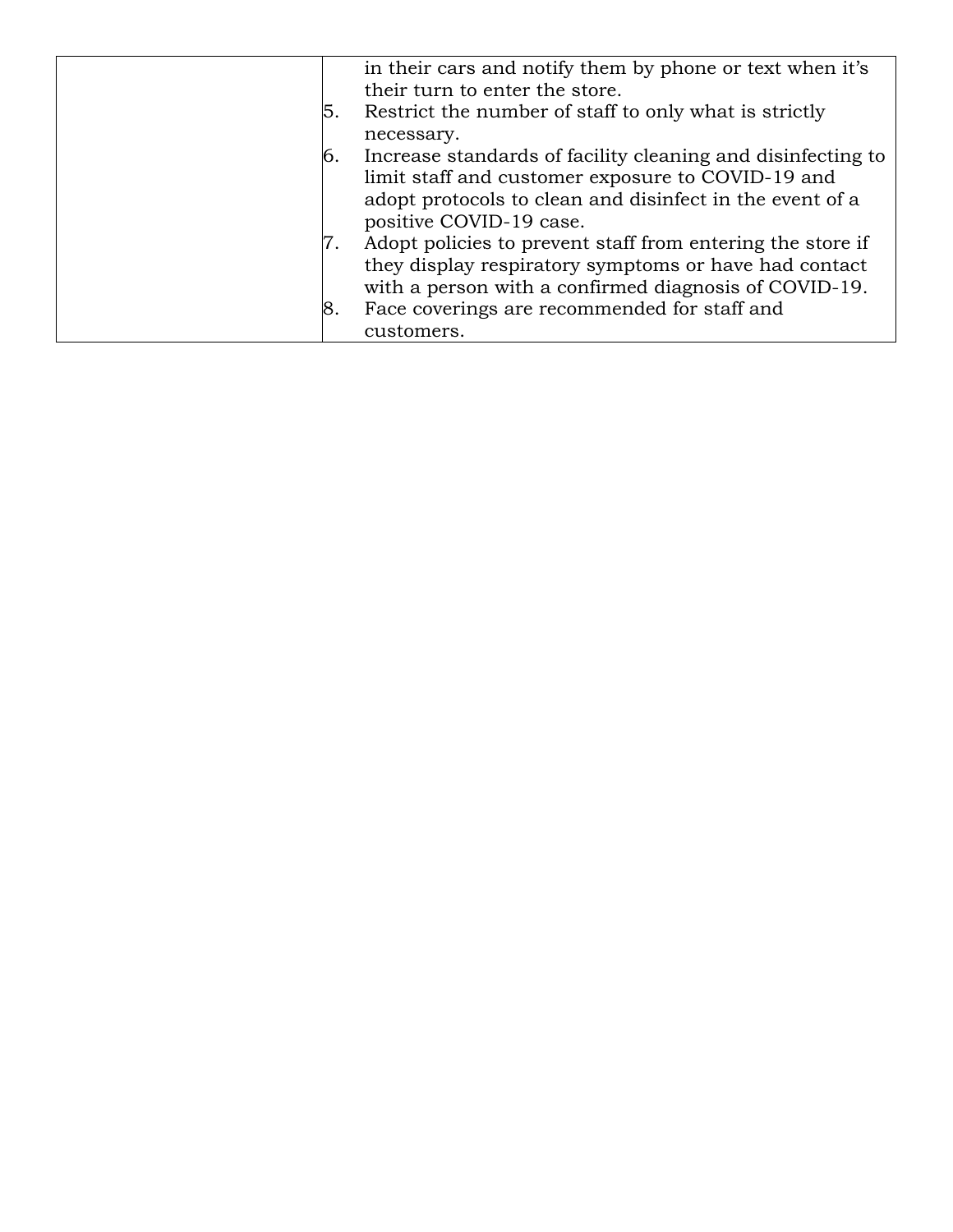| | |
|---|---|
| | in their cars and notify them by phone or text when it's their turn to enter the store.<br>5. Restrict the number of staff to only what is strictly necessary.<br>6. Increase standards of facility cleaning and disinfecting to limit staff and customer exposure to COVID-19 and adopt protocols to clean and disinfect in the event of a positive COVID-19 case.<br>7. Adopt policies to prevent staff from entering the store if they display respiratory symptoms or have had contact with a person with a confirmed diagnosis of COVID-19.<br>8. Face coverings are recommended for staff and customers. |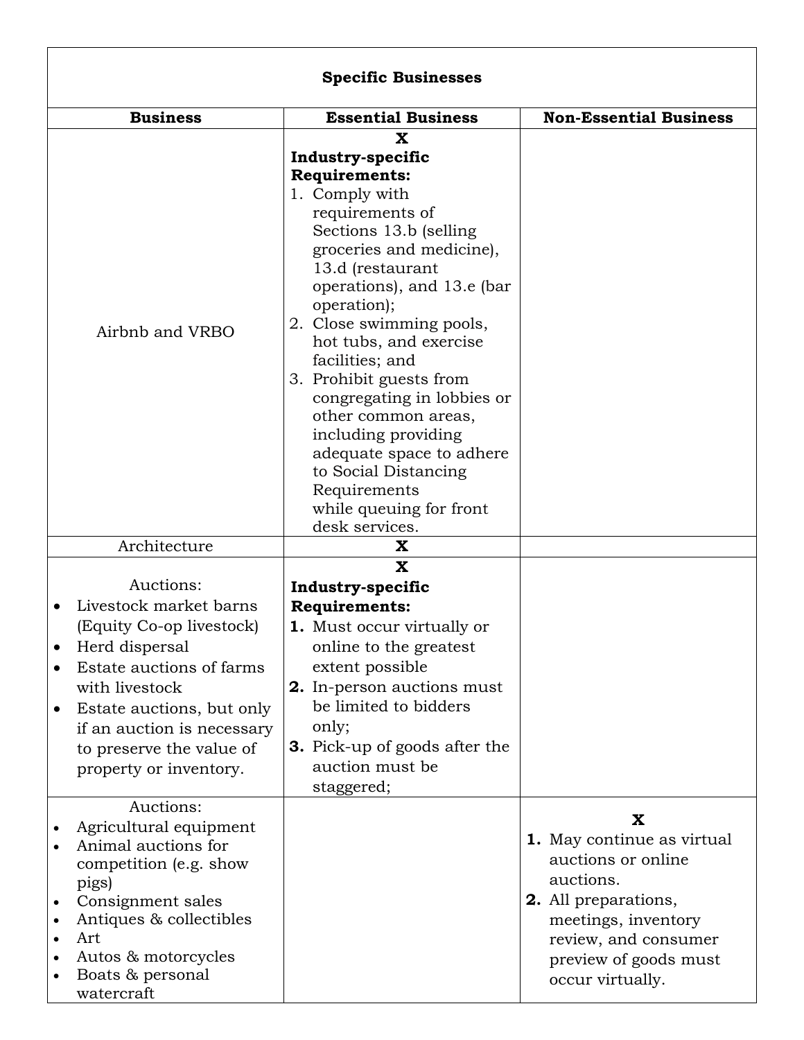| Specific Businesses | | |
|---|---|---|
| **Business** | **Essential Business** | **Non-Essential Business** |
| Airbnb and VRBO | **X**<br>**Industry-specific Requirements:**<br>1. Comply with requirements of Sections 13.b (selling groceries and medicine), 13.d (restaurant operations), and 13.e (bar operation);<br>2. Close swimming pools, hot tubs, and exercise facilities; and<br>3. Prohibit guests from congregating in lobbies or other common areas, including providing adequate space to adhere to Social Distancing Requirements while queuing for front desk services. | |
| Architecture | **X** | |
| Auctions:<br>• Livestock market barns (Equity Co-op livestock)<br>• Herd dispersal<br>• Estate auctions of farms with livestock<br>• Estate auctions, but only if an auction is necessary to preserve the value of property or inventory. | **X**<br>**Industry-specific Requirements:**<br>**1.** Must occur virtually or online to the greatest extent possible<br>**2.** In-person auctions must be limited to bidders only;<br>**3.** Pick-up of goods after the auction must be staggered; | |
| Auctions:<br>• Agricultural equipment<br>• Animal auctions for competition (e.g. show pigs)<br>• Consignment sales<br>• Antiques & collectibles<br>• Art<br>• Autos & motorcycles<br>• Boats & personal watercraft | | **X**<br>**1.** May continue as virtual auctions or online auctions.<br>**2.** All preparations, meetings, inventory review, and consumer preview of goods must occur virtually. |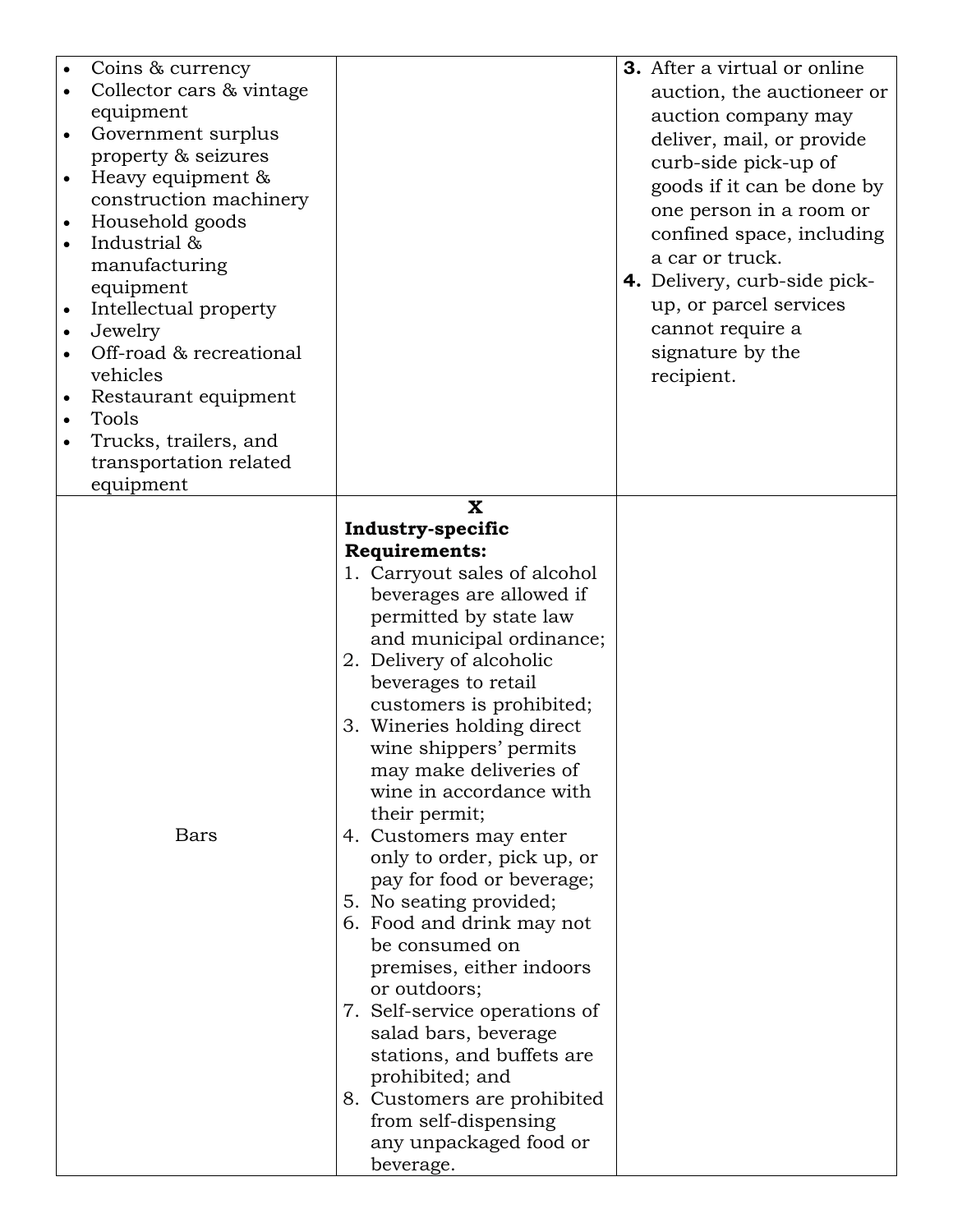| | | |
|---|---|---|
| • Coins & currency<br>• Collector cars & vintage equipment<br>• Government surplus property & seizures<br>• Heavy equipment & construction machinery<br>• Household goods<br>• Industrial & manufacturing equipment<br>• Intellectual property<br>• Jewelry<br>• Off-road & recreational vehicles<br>• Restaurant equipment<br>• Tools<br>• Trucks, trailers, and transportation related equipment | | **3.** After a virtual or online auction, the auctioneer or auction company may deliver, mail, or provide curb-side pick-up of goods if it can be done by one person in a room or confined space, including a car or truck.<br>**4.** Delivery, curb-side pick-up, or parcel services cannot require a signature by the recipient. |
| Bars | **X**<br>**Industry-specific Requirements:**<br>1. Carryout sales of alcohol beverages are allowed if permitted by state law and municipal ordinance;<br>2. Delivery of alcoholic beverages to retail customers is prohibited;<br>3. Wineries holding direct wine shippers' permits may make deliveries of wine in accordance with their permit;<br>4. Customers may enter only to order, pick up, or pay for food or beverage;<br>5. No seating provided;<br>6. Food and drink may not be consumed on premises, either indoors or outdoors;<br>7. Self-service operations of salad bars, beverage stations, and buffets are prohibited; and<br>8. Customers are prohibited from self-dispensing any unpackaged food or beverage. | |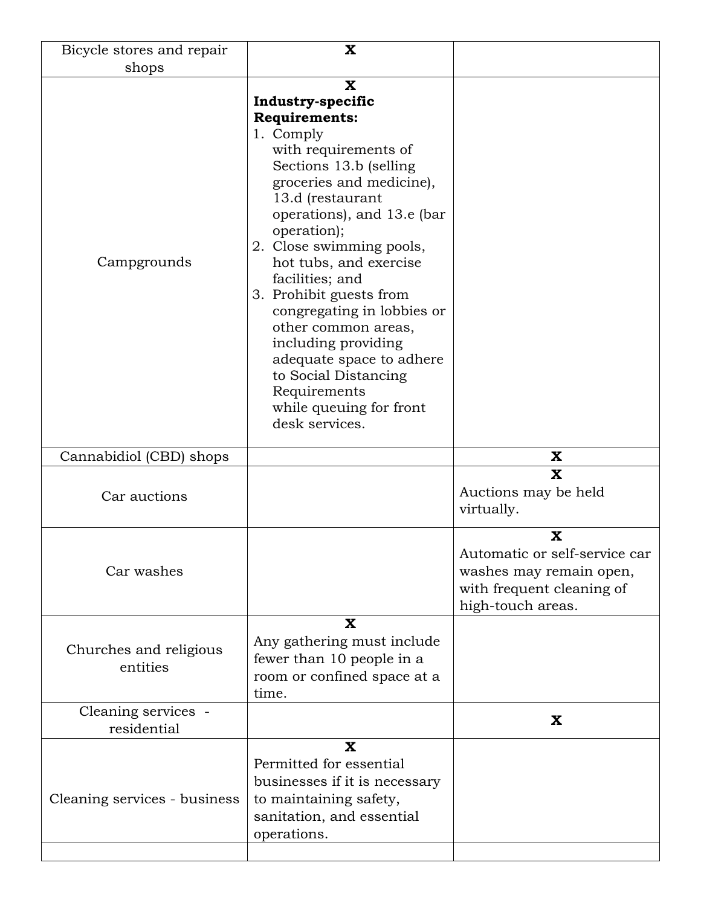| | | |
|---|---|---|
| Bicycle stores and repair shops | **X** | |
| Campgrounds | **X**<br>**Industry-specific Requirements:**<br>1. Comply with requirements of Sections 13.b (selling groceries and medicine), 13.d (restaurant operations), and 13.e (bar operation);<br>2. Close swimming pools, hot tubs, and exercise facilities; and<br>3. Prohibit guests from congregating in lobbies or other common areas, including providing adequate space to adhere to Social Distancing Requirements while queuing for front desk services. | |
| Cannabidiol (CBD) shops | | **X** |
| Car auctions | | **X**<br>Auctions may be held virtually. |
| Car washes | | **X**<br>Automatic or self-service car washes may remain open, with frequent cleaning of high-touch areas. |
| Churches and religious entities | **X**<br>Any gathering must include fewer than 10 people in a room or confined space at a time. | |
| Cleaning services - residential | | **X** |
| Cleaning services - business | **X**<br>Permitted for essential businesses if it is necessary to maintaining safety, sanitation, and essential operations. | |
| | | |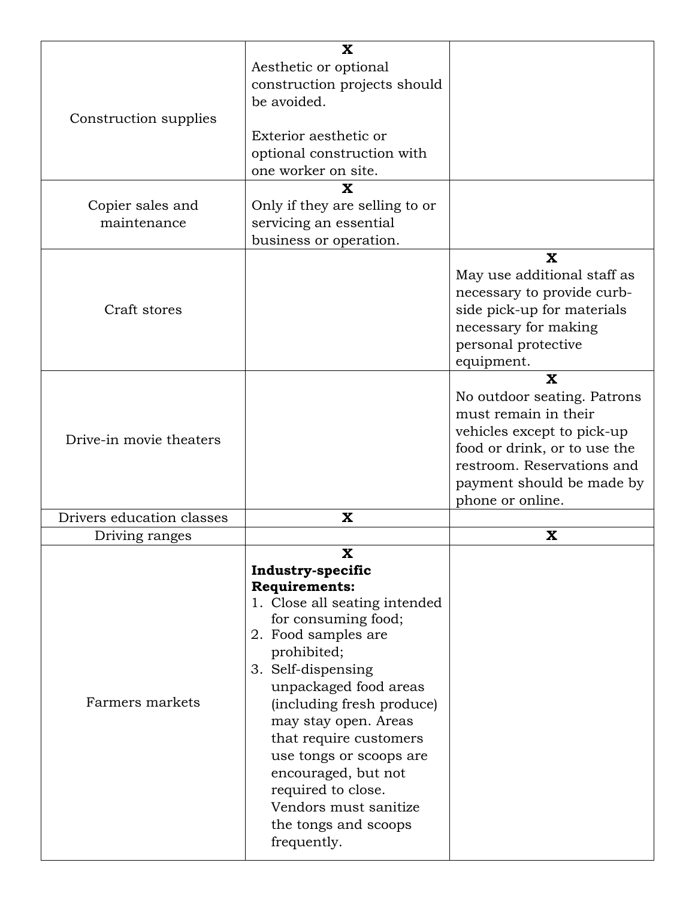| | | |
|---|---|---|
| Construction supplies | **X**<br>Aesthetic or optional construction projects should be avoided.<br><br>Exterior aesthetic or optional construction with one worker on site. | |
| Copier sales and maintenance | **X**<br>Only if they are selling to or servicing an essential business or operation. | |
| Craft stores | | **X**<br>May use additional staff as necessary to provide curb-side pick-up for materials necessary for making personal protective equipment. |
| Drive-in movie theaters | | **X**<br>No outdoor seating. Patrons must remain in their vehicles except to pick-up food or drink, or to use the restroom. Reservations and payment should be made by phone or online. |
| Drivers education classes | **X** | |
| Driving ranges | | **X** |
| Farmers markets | **X**<br>**Industry-specific Requirements:**<br>1. Close all seating intended for consuming food;<br>2. Food samples are prohibited;<br>3. Self-dispensing unpackaged food areas (including fresh produce) may stay open. Areas that require customers use tongs or scoops are encouraged, but not required to close. Vendors must sanitize the tongs and scoops frequently. | |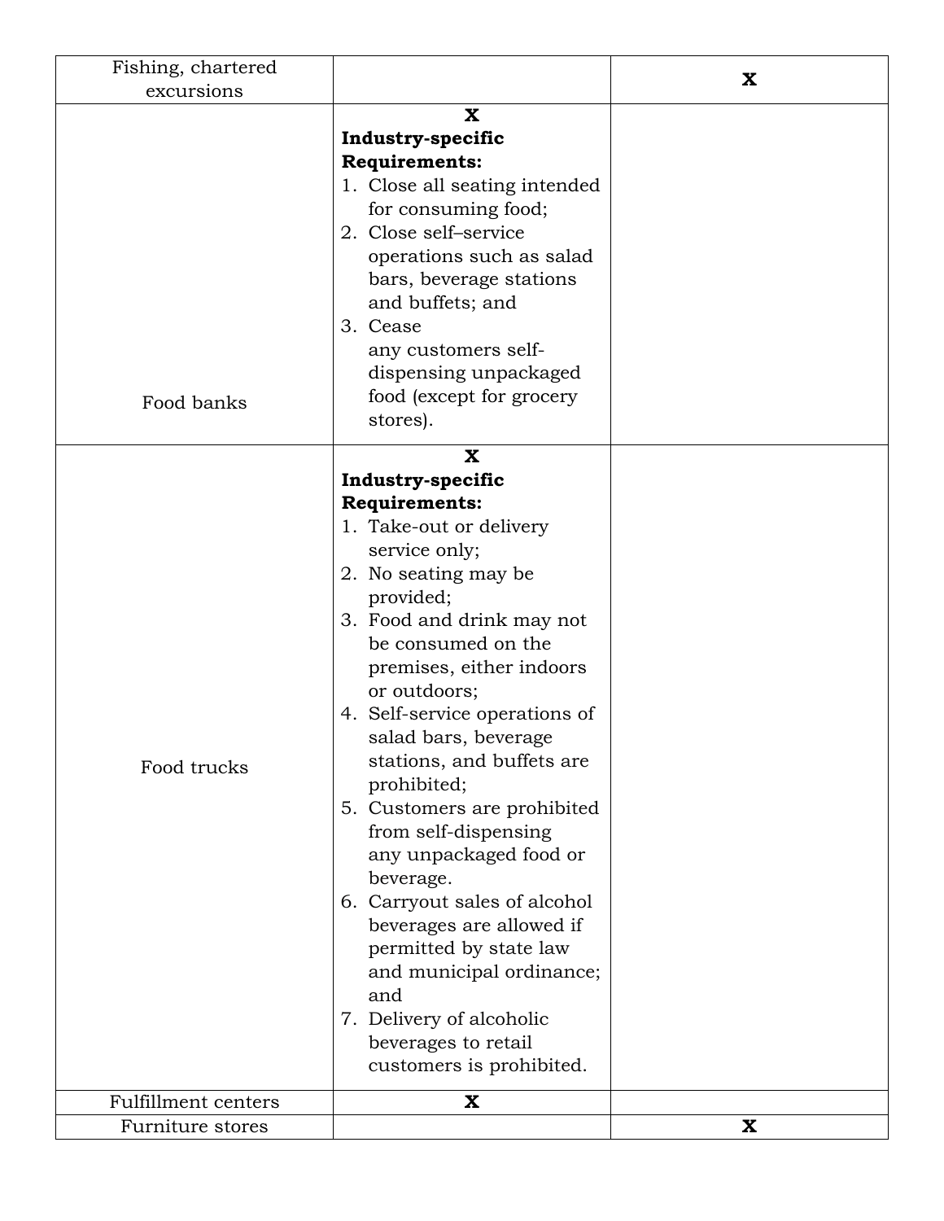| | | |
|---|---|---|
| Fishing, chartered excursions | | **X** |
| Food banks | **X**<br>**Industry-specific Requirements:**<br>1. Close all seating intended for consuming food;<br>2. Close self–service operations such as salad bars, beverage stations and buffets; and<br>3. Cease any customers self-dispensing unpackaged food (except for grocery stores). | |
| Food trucks | **X**<br>**Industry-specific Requirements:**<br>1. Take-out or delivery service only;<br>2. No seating may be provided;<br>3. Food and drink may not be consumed on the premises, either indoors or outdoors;<br>4. Self-service operations of salad bars, beverage stations, and buffets are prohibited;<br>5. Customers are prohibited from self-dispensing any unpackaged food or beverage.<br>6. Carryout sales of alcohol beverages are allowed if permitted by state law and municipal ordinance; and<br>7. Delivery of alcoholic beverages to retail customers is prohibited. | |
| Fulfillment centers | **X** | |
| Furniture stores | | **X** |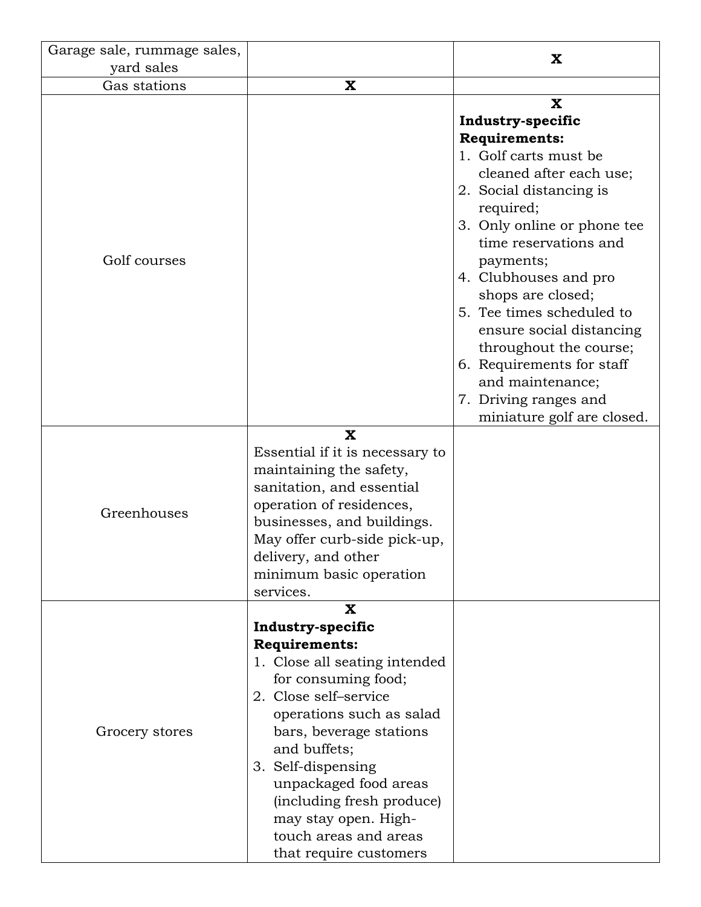| | | |
|---|---|---|
| Garage sale, rummage sales, yard sales | | **X** |
| Gas stations | **X** | |
| Golf courses | | **X**<br>**Industry-specific Requirements:**<br>1. Golf carts must be cleaned after each use;<br>2. Social distancing is required;<br>3. Only online or phone tee time reservations and payments;<br>4. Clubhouses and pro shops are closed;<br>5. Tee times scheduled to ensure social distancing throughout the course;<br>6. Requirements for staff and maintenance;<br>7. Driving ranges and miniature golf are closed. |
| Greenhouses | **X**<br>Essential if it is necessary to maintaining the safety, sanitation, and essential operation of residences, businesses, and buildings. May offer curb-side pick-up, delivery, and other minimum basic operation services. | |
| Grocery stores | **X**<br>**Industry-specific Requirements:**<br>1. Close all seating intended for consuming food;<br>2. Close self–service operations such as salad bars, beverage stations and buffets;<br>3. Self-dispensing unpackaged food areas (including fresh produce) may stay open. High-touch areas and areas that require customers | |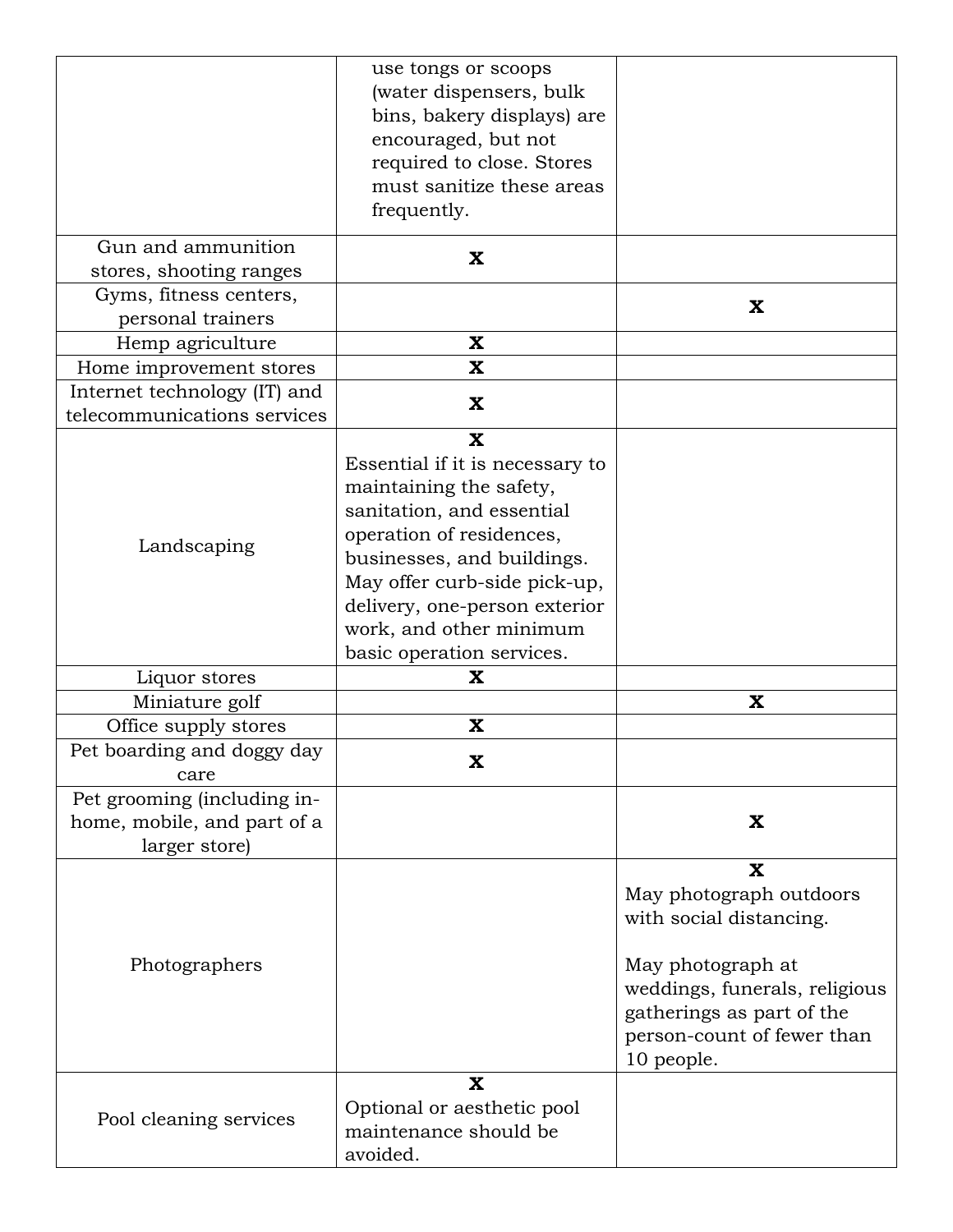| | | |
|---|---|---|
| | use tongs or scoops (water dispensers, bulk bins, bakery displays) are encouraged, but not required to close. Stores must sanitize these areas frequently. | |
| Gun and ammunition stores, shooting ranges | **X** | |
| Gyms, fitness centers, personal trainers | | **X** |
| Hemp agriculture | **X** | |
| Home improvement stores | **X** | |
| Internet technology (IT) and telecommunications services | **X** | |
| Landscaping | **X**<br>Essential if it is necessary to maintaining the safety, sanitation, and essential operation of residences, businesses, and buildings. May offer curb-side pick-up, delivery, one-person exterior work, and other minimum basic operation services. | |
| Liquor stores | **X** | |
| Miniature golf | | **X** |
| Office supply stores | **X** | |
| Pet boarding and doggy day care | **X** | |
| Pet grooming (including in-home, mobile, and part of a larger store) | | **X** |
| Photographers | | **X**<br>May photograph outdoors with social distancing.<br><br>May photograph at weddings, funerals, religious gatherings as part of the person-count of fewer than 10 people. |
| Pool cleaning services | **X**<br>Optional or aesthetic pool maintenance should be avoided. | |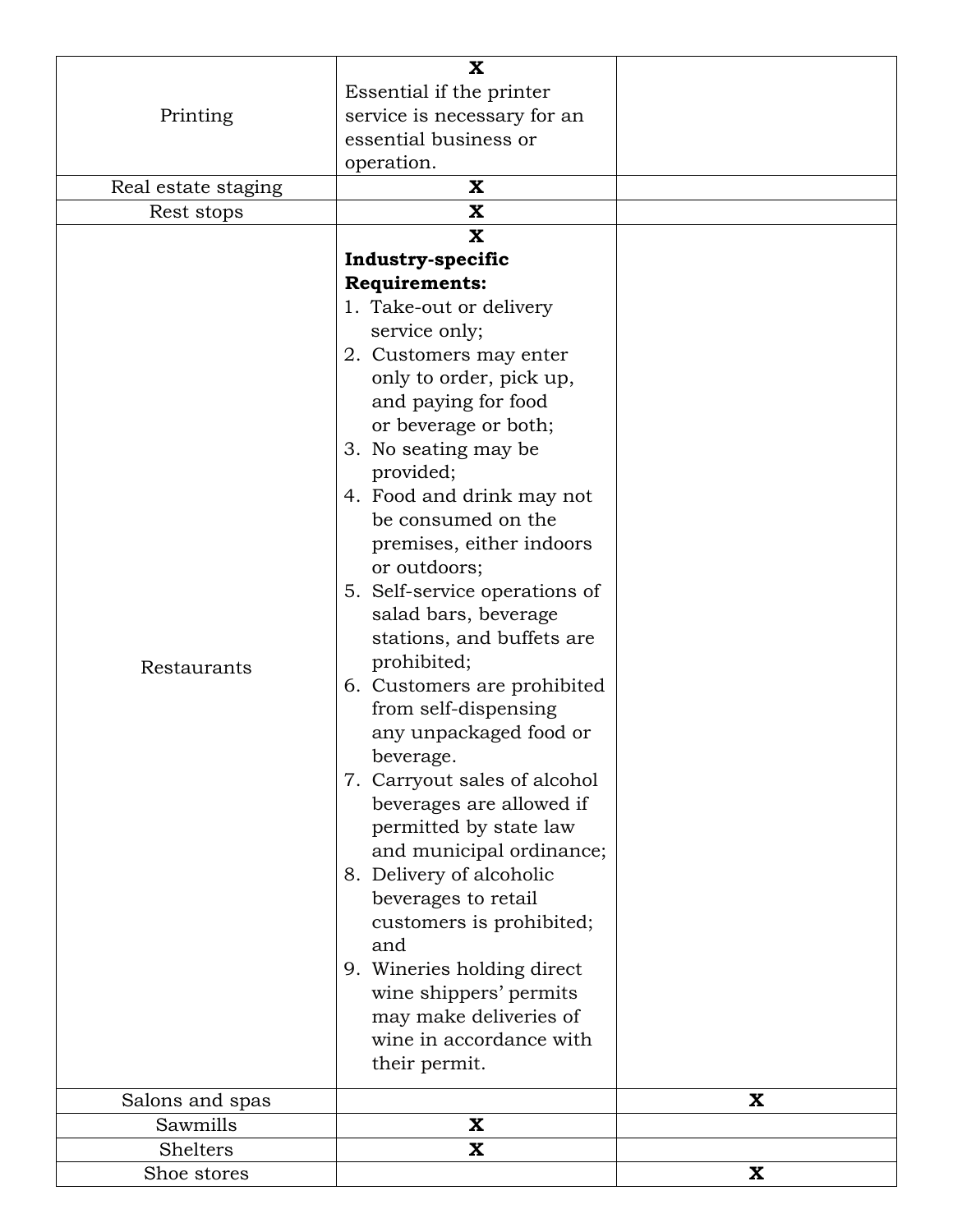| | | |
|---|---|---|
| Printing | **X**<br>Essential if the printer service is necessary for an essential business or operation. | |
| Real estate staging | **X** | |
| Rest stops | **X** | |
| Restaurants | **X**<br>**Industry-specific Requirements:**<br>1. Take-out or delivery service only;<br>2. Customers may enter only to order, pick up, and paying for food or beverage or both;<br>3. No seating may be provided;<br>4. Food and drink may not be consumed on the premises, either indoors or outdoors;<br>5. Self-service operations of salad bars, beverage stations, and buffets are prohibited;<br>6. Customers are prohibited from self-dispensing any unpackaged food or beverage.<br>7. Carryout sales of alcohol beverages are allowed if permitted by state law and municipal ordinance;<br>8. Delivery of alcoholic beverages to retail customers is prohibited; and<br>9. Wineries holding direct wine shippers' permits may make deliveries of wine in accordance with their permit. | |
| Salons and spas | | **X** |
| Sawmills | **X** | |
| Shelters | **X** | |
| Shoe stores | | **X** |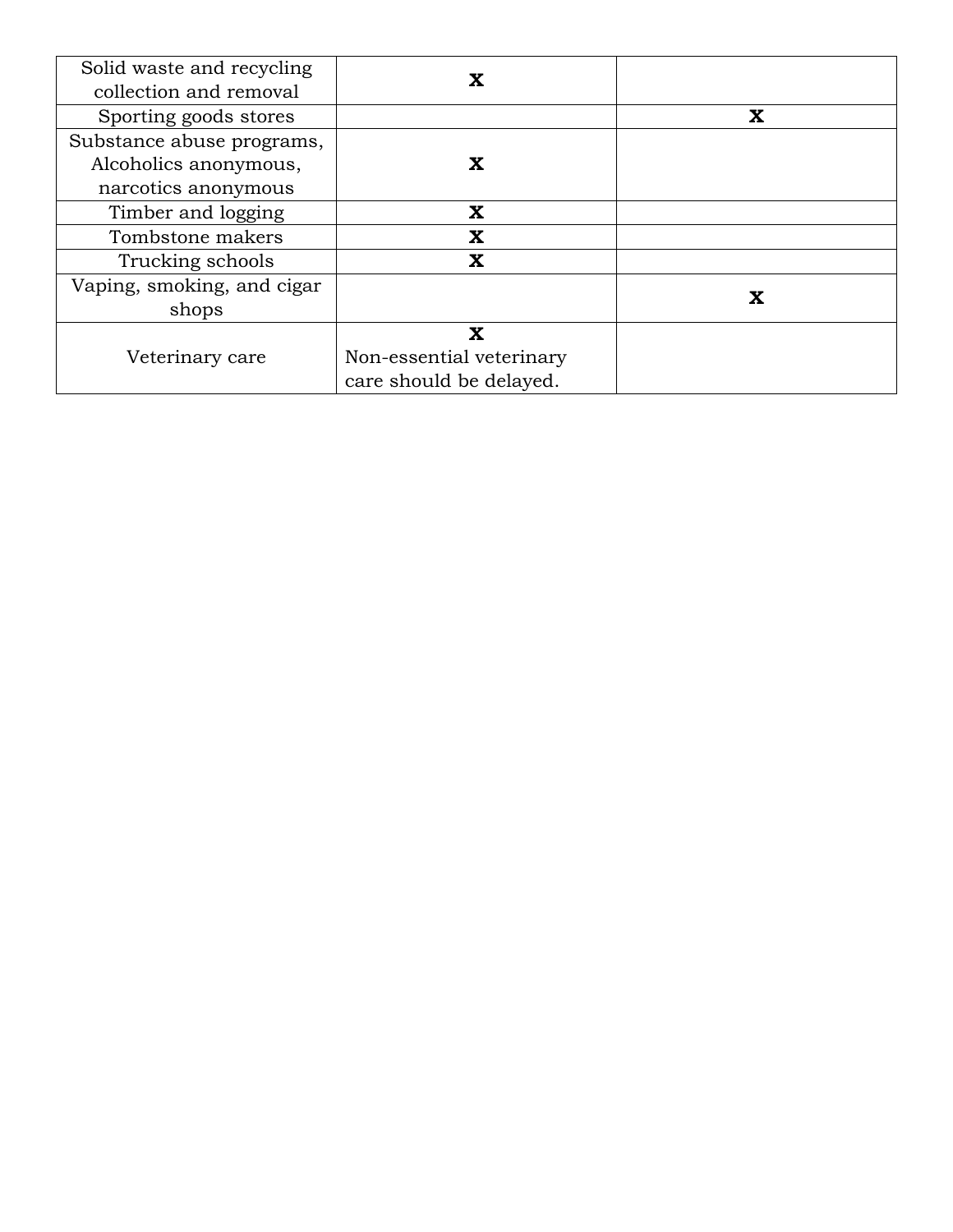| | | |
|---|---|---|
| Solid waste and recycling collection and removal | **X** | |
| Sporting goods stores | | **X** |
| Substance abuse programs, Alcoholics anonymous, narcotics anonymous | **X** | |
| Timber and logging | **X** | |
| Tombstone makers | **X** | |
| Trucking schools | **X** | |
| Vaping, smoking, and cigar shops | | **X** |
| Veterinary care | **X** Non-essential veterinary care should be delayed. | |